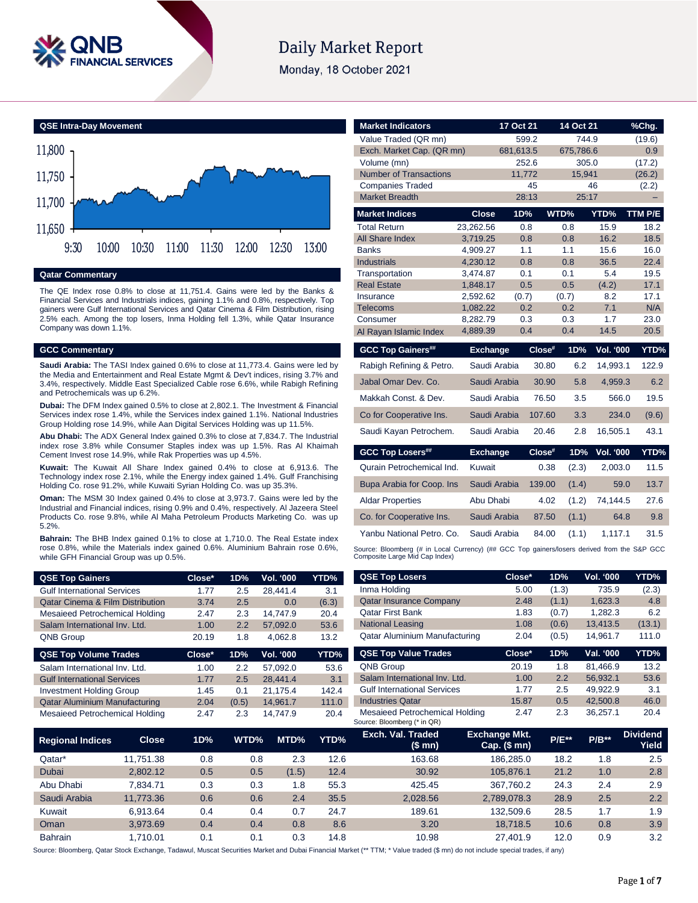# Daily Market Report

Monday, 18 October 2021

## QSE Intra-Day Movement

11,800
11,750
11,700
11,650

9:30 10:00 10:30 11:00 11:30 12:00 12:30 13:00

## Qatar Commentary

The QE Index rose 0.8% to close at 11,751.4. Gains were led by the Banks & Financial Services and Industrials indices, gaining 1.1% and 0.8%, respectively. Top gainers were Gulf International Services and Qatar Cinema & Film Distribution, rising 2.5% each. Among the top losers, Inma Holding fell 1.3%, while Qatar Insurance Company was down 1.1%.

## GCC Commentary

**Saudi Arabia:** The TASI Index gained 0.6% to close at 11,773.4. Gains were led by the Media and Entertainment and Real Estate Mgmt & Dev't indices, rising 3.7% and 3.4%, respectively. Middle East Specialized Cable rose 6.6%, while Rabigh Refining and Petrochemicals was up 6.2%.

**Dubai:** The DFM Index gained 0.5% to close at 2,802.1. The Investment & Financial Services index rose 1.4%, while the Services index gained 1.1%. National Industries Group Holding rose 14.9%, while Aan Digital Services Holding was up 11.5%.

**Abu Dhabi:** The ADX General Index gained 0.3% to close at 7,834.7. The Industrial index rose 3.8% while Consumer Staples index was up 1.5%. Ras Al Khaimah Cement Invest rose 14.9%, while Rak Properties was up 4.5%.

**Kuwait:** The Kuwait All Share Index gained 0.4% to close at 6,913.6. The Technology index rose 2.1%, while the Energy index gained 1.4%. Gulf Franchising Holding Co. rose 91.2%, while Kuwaiti Syrian Holding Co. was up 35.3%.

**Oman:** The MSM 30 Index gained 0.4% to close at 3,973.7. Gains were led by the Industrial and Financial indices, rising 0.9% and 0.4%, respectively. Al Jazeera Steel Products Co. rose 9.8%, while Al Maha Petroleum Products Marketing Co. was up 5.2%.

**Bahrain:** The BHB Index gained 0.1% to close at 1,710.0. The Real Estate index rose 0.8%, while the Materials index gained 0.6%. Aluminium Bahrain rose 0.6%, while GFH Financial Group was up 0.5%.

| Market Indicators | 17 Oct 21 | 14 Oct 21 | %Chg. |
|---|---|---|---|
| Value Traded (QR mn) | 599.2 | 744.9 | (19.6) |
| Exch. Market Cap. (QR mn) | 681,613.5 | 675,786.6 | 0.9 |
| Volume (mn) | 252.6 | 305.0 | (17.2) |
| Number of Transactions | 11,772 | 15,941 | (26.2) |
| Companies Traded | 45 | 46 | (2.2) |
| Market Breadth | 28:13 | 25:17 | – |

| Market Indices | Close | 1D% | WTD% | YTD% | TTM P/E |
|---|---|---|---|---|---|
| Total Return | 23,262.56 | 0.8 | 0.8 | 15.9 | 18.2 |
| All Share Index | 3,719.25 | 0.8 | 0.8 | 16.2 | 18.5 |
| Banks | 4,909.27 | 1.1 | 1.1 | 15.6 | 16.0 |
| Industrials | 4,230.12 | 0.8 | 0.8 | 36.5 | 22.4 |
| Transportation | 3,474.87 | 0.1 | 0.1 | 5.4 | 19.5 |
| Real Estate | 1,848.17 | 0.5 | 0.5 | (4.2) | 17.1 |
| Insurance | 2,592.62 | (0.7) | (0.7) | 8.2 | 17.1 |
| Telecoms | 1,082.22 | 0.2 | 0.2 | 7.1 | N/A |
| Consumer | 8,282.79 | 0.3 | 0.3 | 1.7 | 23.0 |
| Al Rayan Islamic Index | 4,889.39 | 0.4 | 0.4 | 14.5 | 20.5 |

| GCC Top Gainers## | Exchange | Close# | 1D% | Vol. '000 | YTD% |
|---|---|---|---|---|---|
| Rabigh Refining & Petro. | Saudi Arabia | 30.80 | 6.2 | 14,993.1 | 122.9 |
| Jabal Omar Dev. Co. | Saudi Arabia | 30.90 | 5.8 | 4,959.3 | 6.2 |
| Makkah Const. & Dev. | Saudi Arabia | 76.50 | 3.5 | 566.0 | 19.5 |
| Co for Cooperative Ins. | Saudi Arabia | 107.60 | 3.3 | 234.0 | (9.6) |
| Saudi Kayan Petrochem. | Saudi Arabia | 20.46 | 2.8 | 16,505.1 | 43.1 |

| GCC Top Losers## | Exchange | Close# | 1D% | Vol. '000 | YTD% |
|---|---|---|---|---|---|
| Qurain Petrochemical Ind. | Kuwait | 0.38 | (2.3) | 2,003.0 | 11.5 |
| Bupa Arabia for Coop. Ins | Saudi Arabia | 139.00 | (1.4) | 59.0 | 13.7 |
| Aldar Properties | Abu Dhabi | 4.02 | (1.2) | 74,144.5 | 27.6 |
| Co. for Cooperative Ins. | Saudi Arabia | 87.50 | (1.1) | 64.8 | 9.8 |
| Yanbu National Petro. Co. | Saudi Arabia | 84.00 | (1.1) | 1,117.1 | 31.5 |

Source: Bloomberg (# in Local Currency) (## GCC Top gainers/losers derived from the S&P GCC Composite Large Mid Cap Index)

| QSE Top Gainers | Close* | 1D% | Vol. '000 | YTD% |
|---|---|---|---|---|
| Gulf International Services | 1.77 | 2.5 | 28,441.4 | 3.1 |
| Qatar Cinema & Film Distribution | 3.74 | 2.5 | 0.0 | (6.3) |
| Mesaieed Petrochemical Holding | 2.47 | 2.3 | 14,747.9 | 20.4 |
| Salam International Inv. Ltd. | 1.00 | 2.2 | 57,092.0 | 53.6 |
| QNB Group | 20.19 | 1.8 | 4,062.8 | 13.2 |

| QSE Top Volume Trades | Close* | 1D% | Vol. '000 | YTD% |
|---|---|---|---|---|
| Salam International Inv. Ltd. | 1.00 | 2.2 | 57,092.0 | 53.6 |
| Gulf International Services | 1.77 | 2.5 | 28,441.4 | 3.1 |
| Investment Holding Group | 1.45 | 0.1 | 21,175.4 | 142.4 |
| Qatar Aluminium Manufacturing | 2.04 | (0.5) | 14,961.7 | 111.0 |
| Mesaieed Petrochemical Holding | 2.47 | 2.3 | 14,747.9 | 20.4 |

| QSE Top Losers | Close* | 1D% | Vol. '000 | YTD% |
|---|---|---|---|---|
| Inma Holding | 5.00 | (1.3) | 735.9 | (2.3) |
| Qatar Insurance Company | 2.48 | (1.1) | 1,623.3 | 4.8 |
| Qatar First Bank | 1.83 | (0.7) | 1,282.3 | 6.2 |
| National Leasing | 1.08 | (0.6) | 13,413.5 | (13.1) |
| Qatar Aluminium Manufacturing | 2.04 | (0.5) | 14,961.7 | 111.0 |

| QSE Top Value Trades | Close* | 1D% | Val. '000 | YTD% |
|---|---|---|---|---|
| QNB Group | 20.19 | 1.8 | 81,466.9 | 13.2 |
| Salam International Inv. Ltd. | 1.00 | 2.2 | 56,932.1 | 53.6 |
| Gulf International Services | 1.77 | 2.5 | 49,922.9 | 3.1 |
| Industries Qatar | 15.87 | 0.5 | 42,500.8 | 46.0 |
| Mesaieed Petrochemical Holding | 2.47 | 2.3 | 36,257.1 | 20.4 |

Source: Bloomberg (* in QR)

| Regional Indices | Close | 1D% | WTD% | MTD% | YTD% | Exch. Val. Traded ($ mn) | Exchange Mkt. Cap. ($ mn) | P/E** | P/B** | Dividend Yield |
|---|---|---|---|---|---|---|---|---|---|---|
| Qatar* | 11,751.38 | 0.8 | 0.8 | 2.3 | 12.6 | 163.68 | 186,285.0 | 18.2 | 1.8 | 2.5 |
| Dubai | 2,802.12 | 0.5 | 0.5 | (1.5) | 12.4 | 30.92 | 105,876.1 | 21.2 | 1.0 | 2.8 |
| Abu Dhabi | 7,834.71 | 0.3 | 0.3 | 1.8 | 55.3 | 425.45 | 367,760.2 | 24.3 | 2.4 | 2.9 |
| Saudi Arabia | 11,773.36 | 0.6 | 0.6 | 2.4 | 35.5 | 2,028.56 | 2,789,078.3 | 28.9 | 2.5 | 2.2 |
| Kuwait | 6,913.64 | 0.4 | 0.4 | 0.7 | 24.7 | 189.61 | 132,509.6 | 28.5 | 1.7 | 1.9 |
| Oman | 3,973.69 | 0.4 | 0.4 | 0.8 | 8.6 | 3.20 | 18,718.5 | 10.6 | 0.8 | 3.9 |
| Bahrain | 1,710.01 | 0.1 | 0.1 | 0.3 | 14.8 | 10.98 | 27,401.9 | 12.0 | 0.9 | 3.2 |

Source: Bloomberg, Qatar Stock Exchange, Tadawul, Muscat Securities Market and Dubai Financial Market (** TTM; * Value traded ($ mn) do not include special trades, if any)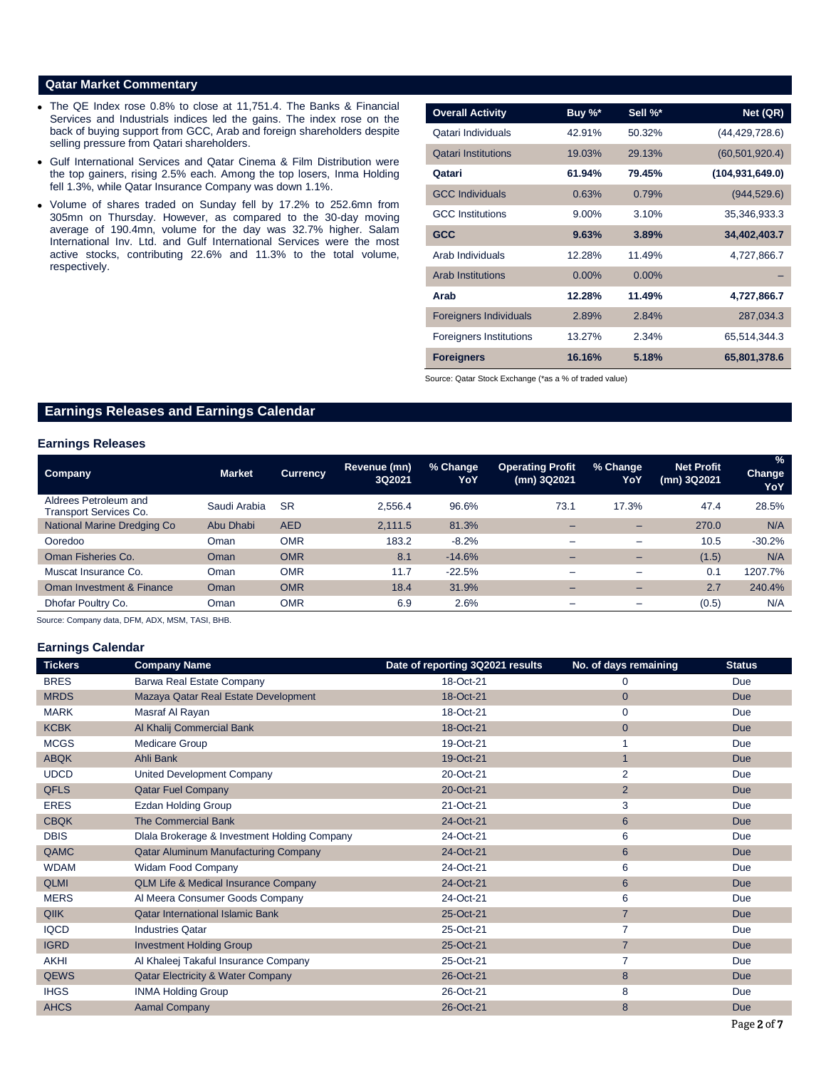## Qatar Market Commentary

- The QE Index rose 0.8% to close at 11,751.4. The Banks & Financial Services and Industrials indices led the gains. The index rose on the back of buying support from GCC, Arab and foreign shareholders despite selling pressure from Qatari shareholders.
- Gulf International Services and Qatar Cinema & Film Distribution were the top gainers, rising 2.5% each. Among the top losers, Inma Holding fell 1.3%, while Qatar Insurance Company was down 1.1%.
- Volume of shares traded on Sunday fell by 17.2% to 252.6mn from 305mn on Thursday. However, as compared to the 30-day moving average of 190.4mn, volume for the day was 32.7% higher. Salam International Inv. Ltd. and Gulf International Services were the most active stocks, contributing 22.6% and 11.3% to the total volume, respectively.

| Overall Activity | Buy %* | Sell %* | Net (QR) |
|---|---|---|---|
| Qatari Individuals | 42.91% | 50.32% | (44,429,728.6) |
| Qatari Institutions | 19.03% | 29.13% | (60,501,920.4) |
| **Qatari** | **61.94%** | **79.45%** | **(104,931,649.0)** |
| GCC Individuals | 0.63% | 0.79% | (944,529.6) |
| GCC Institutions | 9.00% | 3.10% | 35,346,933.3 |
| **GCC** | **9.63%** | **3.89%** | **34,402,403.7** |
| Arab Individuals | 12.28% | 11.49% | 4,727,866.7 |
| Arab Institutions | 0.00% | 0.00% | – |
| **Arab** | **12.28%** | **11.49%** | **4,727,866.7** |
| Foreigners Individuals | 2.89% | 2.84% | 287,034.3 |
| Foreigners Institutions | 13.27% | 2.34% | 65,514,344.3 |
| **Foreigners** | **16.16%** | **5.18%** | **65,801,378.6** |

Source: Qatar Stock Exchange (*as a % of traded value)

## Earnings Releases and Earnings Calendar

### Earnings Releases

| Company | Market | Currency | Revenue (mn) 3Q2021 | % Change YoY | Operating Profit (mn) 3Q2021 | % Change YoY | Net Profit (mn) 3Q2021 | % Change YoY |
|---|---|---|---|---|---|---|---|---|
| Aldrees Petroleum and Transport Services Co. | Saudi Arabia | SR | 2,556.4 | 96.6% | 73.1 | 17.3% | 47.4 | 28.5% |
| National Marine Dredging Co | Abu Dhabi | AED | 2,111.5 | 81.3% | – | – | 270.0 | N/A |
| Ooredoo | Oman | OMR | 183.2 | -8.2% | – | – | 10.5 | -30.2% |
| Oman Fisheries Co. | Oman | OMR | 8.1 | -14.6% | – | – | (1.5) | N/A |
| Muscat Insurance Co. | Oman | OMR | 11.7 | -22.5% | – | – | 0.1 | 1207.7% |
| Oman Investment & Finance | Oman | OMR | 18.4 | 31.9% | – | – | 2.7 | 240.4% |
| Dhofar Poultry Co. | Oman | OMR | 6.9 | 2.6% | – | – | (0.5) | N/A |

Source: Company data, DFM, ADX, MSM, TASI, BHB.

### Earnings Calendar

| Tickers | Company Name | Date of reporting 3Q2021 results | No. of days remaining | Status |
|---|---|---|---|---|
| BRES | Barwa Real Estate Company | 18-Oct-21 | 0 | Due |
| MRDS | Mazaya Qatar Real Estate Development | 18-Oct-21 | 0 | Due |
| MARK | Masraf Al Rayan | 18-Oct-21 | 0 | Due |
| KCBK | Al Khalij Commercial Bank | 18-Oct-21 | 0 | Due |
| MCGS | Medicare Group | 19-Oct-21 | 1 | Due |
| ABQK | Ahli Bank | 19-Oct-21 | 1 | Due |
| UDCD | United Development Company | 20-Oct-21 | 2 | Due |
| QFLS | Qatar Fuel Company | 20-Oct-21 | 2 | Due |
| ERES | Ezdan Holding Group | 21-Oct-21 | 3 | Due |
| CBQK | The Commercial Bank | 24-Oct-21 | 6 | Due |
| DBIS | Dlala Brokerage & Investment Holding Company | 24-Oct-21 | 6 | Due |
| QAMC | Qatar Aluminum Manufacturing Company | 24-Oct-21 | 6 | Due |
| WDAM | Widam Food Company | 24-Oct-21 | 6 | Due |
| QLMI | QLM Life & Medical Insurance Company | 24-Oct-21 | 6 | Due |
| MERS | Al Meera Consumer Goods Company | 24-Oct-21 | 6 | Due |
| QIIK | Qatar International Islamic Bank | 25-Oct-21 | 7 | Due |
| IQCD | Industries Qatar | 25-Oct-21 | 7 | Due |
| IGRD | Investment Holding Group | 25-Oct-21 | 7 | Due |
| AKHI | Al Khaleej Takaful Insurance Company | 25-Oct-21 | 7 | Due |
| QEWS | Qatar Electricity & Water Company | 26-Oct-21 | 8 | Due |
| IHGS | INMA Holding Group | 26-Oct-21 | 8 | Due |
| AHCS | Aamal Company | 26-Oct-21 | 8 | Due |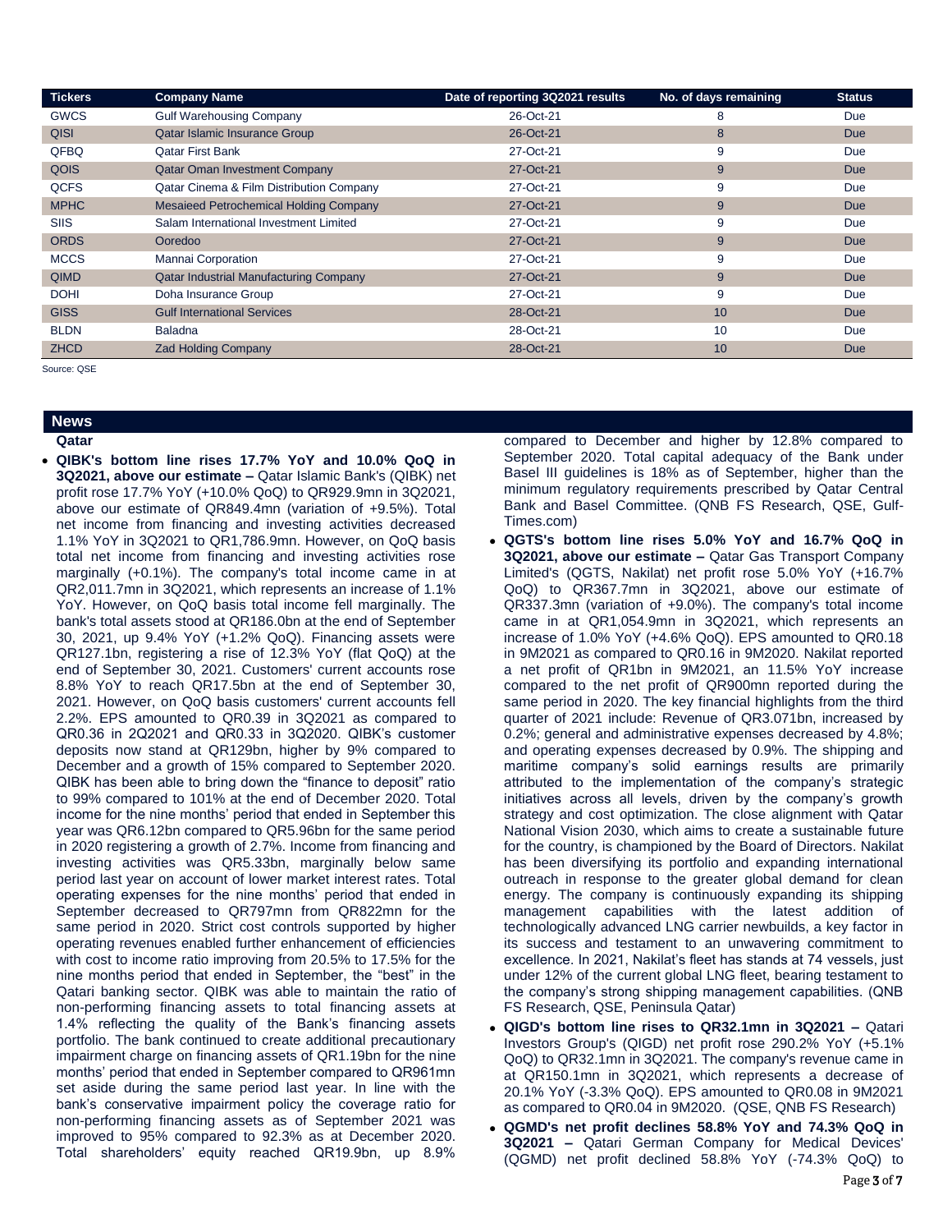| Tickers | Company Name | Date of reporting 3Q2021 results | No. of days remaining | Status |
|---|---|---|---|---|
| GWCS | Gulf Warehousing Company | 26-Oct-21 | 8 | Due |
| QISI | Qatar Islamic Insurance Group | 26-Oct-21 | 8 | Due |
| QFBQ | Qatar First Bank | 27-Oct-21 | 9 | Due |
| QOIS | Qatar Oman Investment Company | 27-Oct-21 | 9 | Due |
| QCFS | Qatar Cinema & Film Distribution Company | 27-Oct-21 | 9 | Due |
| MPHC | Mesaieed Petrochemical Holding Company | 27-Oct-21 | 9 | Due |
| SIIS | Salam International Investment Limited | 27-Oct-21 | 9 | Due |
| ORDS | Ooredoo | 27-Oct-21 | 9 | Due |
| MCCS | Mannai Corporation | 27-Oct-21 | 9 | Due |
| QIMD | Qatar Industrial Manufacturing Company | 27-Oct-21 | 9 | Due |
| DOHI | Doha Insurance Group | 27-Oct-21 | 9 | Due |
| GISS | Gulf International Services | 28-Oct-21 | 10 | Due |
| BLDN | Baladna | 28-Oct-21 | 10 | Due |
| ZHCD | Zad Holding Company | 28-Oct-21 | 10 | Due |

Source: QSE

## News

### Qatar

- **QIBK's bottom line rises 17.7% YoY and 10.0% QoQ in 3Q2021, above our estimate –** Qatar Islamic Bank's (QIBK) net profit rose 17.7% YoY (+10.0% QoQ) to QR929.9mn in 3Q2021, above our estimate of QR849.4mn (variation of +9.5%). Total net income from financing and investing activities decreased 1.1% YoY in 3Q2021 to QR1,786.9mn. However, on QoQ basis total net income from financing and investing activities rose marginally (+0.1%). The company's total income came in at QR2,011.7mn in 3Q2021, which represents an increase of 1.1% YoY. However, on QoQ basis total income fell marginally. The bank's total assets stood at QR186.0bn at the end of September 30, 2021, up 9.4% YoY (+1.2% QoQ). Financing assets were QR127.1bn, registering a rise of 12.3% YoY (flat QoQ) at the end of September 30, 2021. Customers' current accounts rose 8.8% YoY to reach QR17.5bn at the end of September 30, 2021. However, on QoQ basis customers' current accounts fell 2.2%. EPS amounted to QR0.39 in 3Q2021 as compared to QR0.36 in 2Q2021 and QR0.33 in 3Q2020. QIBK's customer deposits now stand at QR129bn, higher by 9% compared to December and a growth of 15% compared to September 2020. QIBK has been able to bring down the "finance to deposit" ratio to 99% compared to 101% at the end of December 2020. Total income for the nine months' period that ended in September this year was QR6.12bn compared to QR5.96bn for the same period in 2020 registering a growth of 2.7%. Income from financing and investing activities was QR5.33bn, marginally below same period last year on account of lower market interest rates. Total operating expenses for the nine months' period that ended in September decreased to QR797mn from QR822mn for the same period in 2020. Strict cost controls supported by higher operating revenues enabled further enhancement of efficiencies with cost to income ratio improving from 20.5% to 17.5% for the nine months period that ended in September, the "best" in the Qatari banking sector. QIBK was able to maintain the ratio of non-performing financing assets to total financing assets at 1.4% reflecting the quality of the Bank's financing assets portfolio. The bank continued to create additional precautionary impairment charge on financing assets of QR1.19bn for the nine months' period that ended in September compared to QR961mn set aside during the same period last year. In line with the bank's conservative impairment policy the coverage ratio for non-performing financing assets as of September 2021 was improved to 95% compared to 92.3% as at December 2020. Total shareholders' equity reached QR19.9bn, up 8.9% compared to December and higher by 12.8% compared to September 2020. Total capital adequacy of the Bank under Basel III guidelines is 18% as of September, higher than the minimum regulatory requirements prescribed by Qatar Central Bank and Basel Committee. (QNB FS Research, QSE, Gulf-Times.com)
- **QGTS's bottom line rises 5.0% YoY and 16.7% QoQ in 3Q2021, above our estimate –** Qatar Gas Transport Company Limited's (QGTS, Nakilat) net profit rose 5.0% YoY (+16.7% QoQ) to QR367.7mn in 3Q2021, above our estimate of QR337.3mn (variation of +9.0%). The company's total income came in at QR1,054.9mn in 3Q2021, which represents an increase of 1.0% YoY (+4.6% QoQ). EPS amounted to QR0.18 in 9M2021 as compared to QR0.16 in 9M2020. Nakilat reported a net profit of QR1bn in 9M2021, an 11.5% YoY increase compared to the net profit of QR900mn reported during the same period in 2020. The key financial highlights from the third quarter of 2021 include: Revenue of QR3.071bn, increased by 0.2%; general and administrative expenses decreased by 4.8%; and operating expenses decreased by 0.9%. The shipping and maritime company's solid earnings results are primarily attributed to the implementation of the company's strategic initiatives across all levels, driven by the company's growth strategy and cost optimization. The close alignment with Qatar National Vision 2030, which aims to create a sustainable future for the country, is championed by the Board of Directors. Nakilat has been diversifying its portfolio and expanding international outreach in response to the greater global demand for clean energy. The company is continuously expanding its shipping management capabilities with the latest addition of technologically advanced LNG carrier newbuilds, a key factor in its success and testament to an unwavering commitment to excellence. In 2021, Nakilat's fleet has stands at 74 vessels, just under 12% of the current global LNG fleet, bearing testament to the company's strong shipping management capabilities. (QNB FS Research, QSE, Peninsula Qatar)
- **QIGD's bottom line rises to QR32.1mn in 3Q2021 –** Qatari Investors Group's (QIGD) net profit rose 290.2% YoY (+5.1% QoQ) to QR32.1mn in 3Q2021. The company's revenue came in at QR150.1mn in 3Q2021, which represents a decrease of 20.1% YoY (-3.3% QoQ). EPS amounted to QR0.08 in 9M2021 as compared to QR0.04 in 9M2020. (QSE, QNB FS Research)
- **QGMD's net profit declines 58.8% YoY and 74.3% QoQ in 3Q2021 –** Qatari German Company for Medical Devices' (QGMD) net profit declined 58.8% YoY (-74.3% QoQ) to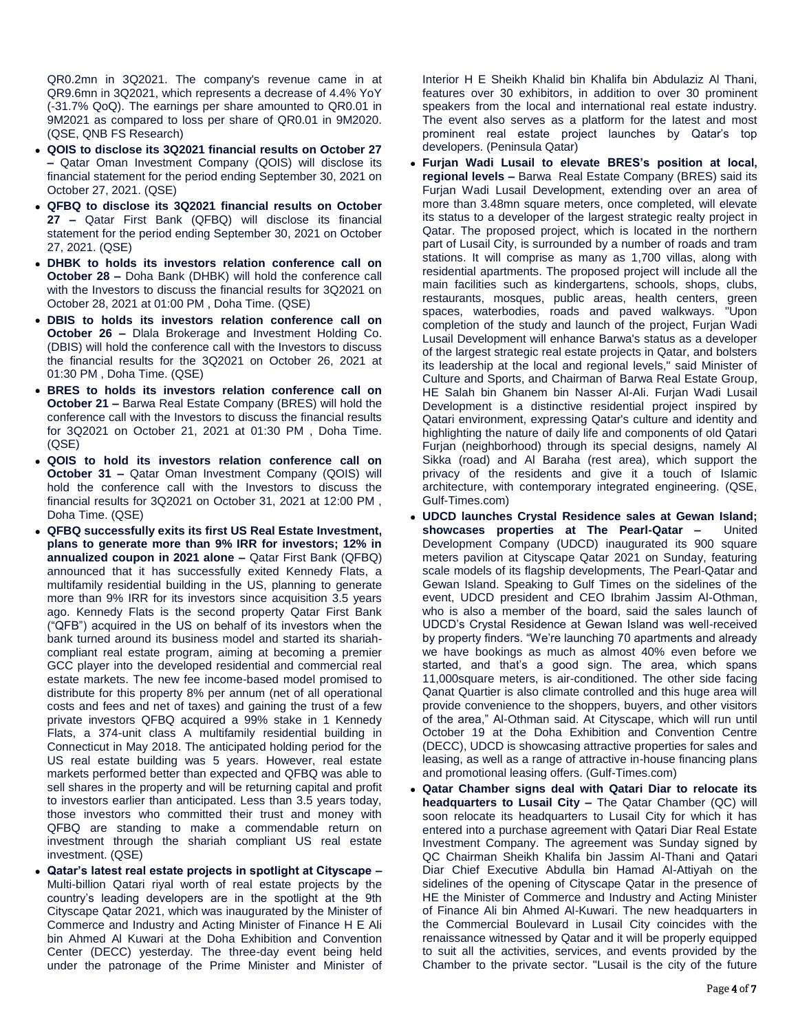QR0.2mn in 3Q2021. The company's revenue came in at QR9.6mn in 3Q2021, which represents a decrease of 4.4% YoY (-31.7% QoQ). The earnings per share amounted to QR0.01 in 9M2021 as compared to loss per share of QR0.01 in 9M2020. (QSE, QNB FS Research)

- **QOIS to disclose its 3Q2021 financial results on October 27 –** Qatar Oman Investment Company (QOIS) will disclose its financial statement for the period ending September 30, 2021 on October 27, 2021. (QSE)
- **QFBQ to disclose its 3Q2021 financial results on October 27 –** Qatar First Bank (QFBQ) will disclose its financial statement for the period ending September 30, 2021 on October 27, 2021. (QSE)
- **DHBK to holds its investors relation conference call on October 28 –** Doha Bank (DHBK) will hold the conference call with the Investors to discuss the financial results for 3Q2021 on October 28, 2021 at 01:00 PM , Doha Time. (QSE)
- **DBIS to holds its investors relation conference call on October 26 –** Dlala Brokerage and Investment Holding Co. (DBIS) will hold the conference call with the Investors to discuss the financial results for the 3Q2021 on October 26, 2021 at 01:30 PM , Doha Time. (QSE)
- **BRES to holds its investors relation conference call on October 21 –** Barwa Real Estate Company (BRES) will hold the conference call with the Investors to discuss the financial results for 3Q2021 on October 21, 2021 at 01:30 PM , Doha Time. (QSE)
- **QOIS to hold its investors relation conference call on October 31 –** Qatar Oman Investment Company (QOIS) will hold the conference call with the Investors to discuss the financial results for 3Q2021 on October 31, 2021 at 12:00 PM , Doha Time. (QSE)
- **QFBQ successfully exits its first US Real Estate Investment, plans to generate more than 9% IRR for investors; 12% in annualized coupon in 2021 alone –** Qatar First Bank (QFBQ) announced that it has successfully exited Kennedy Flats, a multifamily residential building in the US, planning to generate more than 9% IRR for its investors since acquisition 3.5 years ago. Kennedy Flats is the second property Qatar First Bank ("QFB") acquired in the US on behalf of its investors when the bank turned around its business model and started its shariah-compliant real estate program, aiming at becoming a premier GCC player into the developed residential and commercial real estate markets. The new fee income-based model promised to distribute for this property 8% per annum (net of all operational costs and fees and net of taxes) and gaining the trust of a few private investors QFBQ acquired a 99% stake in 1 Kennedy Flats, a 374-unit class A multifamily residential building in Connecticut in May 2018. The anticipated holding period for the US real estate building was 5 years. However, real estate markets performed better than expected and QFBQ was able to sell shares in the property and will be returning capital and profit to investors earlier than anticipated. Less than 3.5 years today, those investors who committed their trust and money with QFBQ are standing to make a commendable return on investment through the shariah compliant US real estate investment. (QSE)
- **Qatar's latest real estate projects in spotlight at Cityscape –** Multi-billion Qatari riyal worth of real estate projects by the country's leading developers are in the spotlight at the 9th Cityscape Qatar 2021, which was inaugurated by the Minister of Commerce and Industry and Acting Minister of Finance H E Ali bin Ahmed Al Kuwari at the Doha Exhibition and Convention Center (DECC) yesterday. The three-day event being held under the patronage of the Prime Minister and Minister of Interior H E Sheikh Khalid bin Khalifa bin Abdulaziz Al Thani, features over 30 exhibitors, in addition to over 30 prominent speakers from the local and international real estate industry. The event also serves as a platform for the latest and most prominent real estate project launches by Qatar's top developers. (Peninsula Qatar)
- **Furjan Wadi Lusail to elevate BRES's position at local, regional levels –** Barwa Real Estate Company (BRES) said its Furjan Wadi Lusail Development, extending over an area of more than 3.48mn square meters, once completed, will elevate its status to a developer of the largest strategic realty project in Qatar. The proposed project, which is located in the northern part of Lusail City, is surrounded by a number of roads and tram stations. It will comprise as many as 1,700 villas, along with residential apartments. The proposed project will include all the main facilities such as kindergartens, schools, shops, clubs, restaurants, mosques, public areas, health centers, green spaces, waterbodies, roads and paved walkways. "Upon completion of the study and launch of the project, Furjan Wadi Lusail Development will enhance Barwa's status as a developer of the largest strategic real estate projects in Qatar, and bolsters its leadership at the local and regional levels," said Minister of Culture and Sports, and Chairman of Barwa Real Estate Group, HE Salah bin Ghanem bin Nasser Al-Ali. Furjan Wadi Lusail Development is a distinctive residential project inspired by Qatari environment, expressing Qatar's culture and identity and highlighting the nature of daily life and components of old Qatari Furjan (neighborhood) through its special designs, namely Al Sikka (road) and Al Baraha (rest area), which support the privacy of the residents and give it a touch of Islamic architecture, with contemporary integrated engineering. (QSE, Gulf-Times.com)
- **UDCD launches Crystal Residence sales at Gewan Island; showcases properties at The Pearl-Qatar –** United Development Company (UDCD) inaugurated its 900 square meters pavilion at Cityscape Qatar 2021 on Sunday, featuring scale models of its flagship developments, The Pearl-Qatar and Gewan Island. Speaking to Gulf Times on the sidelines of the event, UDCD president and CEO Ibrahim Jassim Al-Othman, who is also a member of the board, said the sales launch of UDCD's Crystal Residence at Gewan Island was well-received by property finders. "We're launching 70 apartments and already we have bookings as much as almost 40% even before we started, and that's a good sign. The area, which spans 11,000square meters, is air-conditioned. The other side facing Qanat Quartier is also climate controlled and this huge area will provide convenience to the shoppers, buyers, and other visitors of the area," Al-Othman said. At Cityscape, which will run until October 19 at the Doha Exhibition and Convention Centre (DECC), UDCD is showcasing attractive properties for sales and leasing, as well as a range of attractive in-house financing plans and promotional leasing offers. (Gulf-Times.com)
- **Qatar Chamber signs deal with Qatari Diar to relocate its headquarters to Lusail City –** The Qatar Chamber (QC) will soon relocate its headquarters to Lusail City for which it has entered into a purchase agreement with Qatari Diar Real Estate Investment Company. The agreement was Sunday signed by QC Chairman Sheikh Khalifa bin Jassim Al-Thani and Qatari Diar Chief Executive Abdulla bin Hamad Al-Attiyah on the sidelines of the opening of Cityscape Qatar in the presence of HE the Minister of Commerce and Industry and Acting Minister of Finance Ali bin Ahmed Al-Kuwari. The new headquarters in the Commercial Boulevard in Lusail City coincides with the renaissance witnessed by Qatar and it will be properly equipped to suit all the activities, services, and events provided by the Chamber to the private sector. "Lusail is the city of the future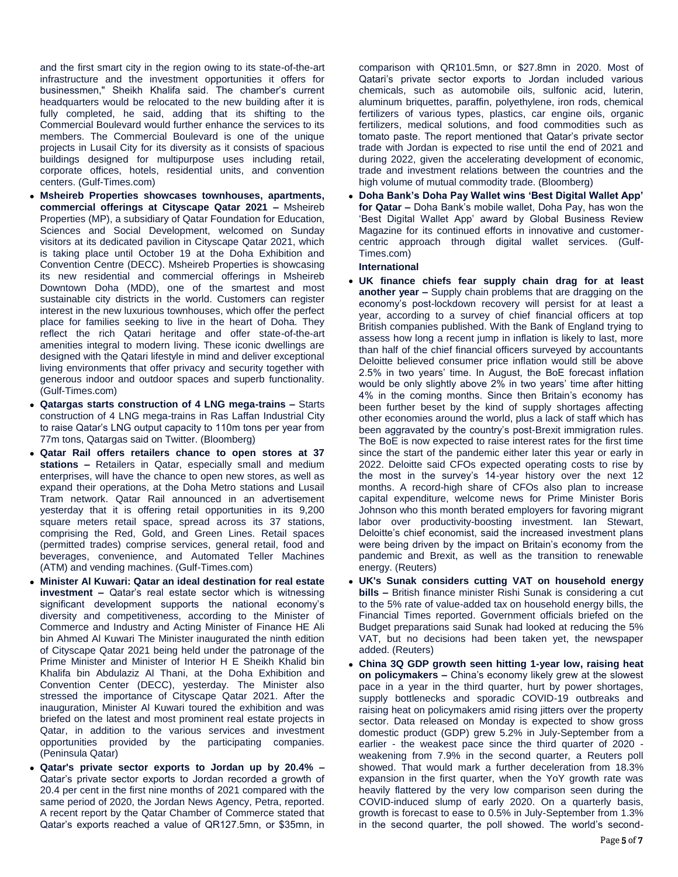and the first smart city in the region owing to its state-of-the-art infrastructure and the investment opportunities it offers for businessmen," Sheikh Khalifa said. The chamber's current headquarters would be relocated to the new building after it is fully completed, he said, adding that its shifting to the Commercial Boulevard would further enhance the services to its members. The Commercial Boulevard is one of the unique projects in Lusail City for its diversity as it consists of spacious buildings designed for multipurpose uses including retail, corporate offices, hotels, residential units, and convention centers. (Gulf-Times.com)

- **Msheireb Properties showcases townhouses, apartments, commercial offerings at Cityscape Qatar 2021 –** Msheireb Properties (MP), a subsidiary of Qatar Foundation for Education, Sciences and Social Development, welcomed on Sunday visitors at its dedicated pavilion in Cityscape Qatar 2021, which is taking place until October 19 at the Doha Exhibition and Convention Centre (DECC). Msheireb Properties is showcasing its new residential and commercial offerings in Msheireb Downtown Doha (MDD), one of the smartest and most sustainable city districts in the world. Customers can register interest in the new luxurious townhouses, which offer the perfect place for families seeking to live in the heart of Doha. They reflect the rich Qatari heritage and offer state-of-the-art amenities integral to modern living. These iconic dwellings are designed with the Qatari lifestyle in mind and deliver exceptional living environments that offer privacy and security together with generous indoor and outdoor spaces and superb functionality. (Gulf-Times.com)
- **Qatargas starts construction of 4 LNG mega-trains –** Starts construction of 4 LNG mega-trains in Ras Laffan Industrial City to raise Qatar's LNG output capacity to 110m tons per year from 77m tons, Qatargas said on Twitter. (Bloomberg)
- **Qatar Rail offers retailers chance to open stores at 37 stations –** Retailers in Qatar, especially small and medium enterprises, will have the chance to open new stores, as well as expand their operations, at the Doha Metro stations and Lusail Tram network. Qatar Rail announced in an advertisement yesterday that it is offering retail opportunities in its 9,200 square meters retail space, spread across its 37 stations, comprising the Red, Gold, and Green Lines. Retail spaces (permitted trades) comprise services, general retail, food and beverages, convenience, and Automated Teller Machines (ATM) and vending machines. (Gulf-Times.com)
- **Minister Al Kuwari: Qatar an ideal destination for real estate investment –** Qatar's real estate sector which is witnessing significant development supports the national economy's diversity and competitiveness, according to the Minister of Commerce and Industry and Acting Minister of Finance HE Ali bin Ahmed Al Kuwari The Minister inaugurated the ninth edition of Cityscape Qatar 2021 being held under the patronage of the Prime Minister and Minister of Interior H E Sheikh Khalid bin Khalifa bin Abdulaziz Al Thani, at the Doha Exhibition and Convention Center (DECC), yesterday. The Minister also stressed the importance of Cityscape Qatar 2021. After the inauguration, Minister Al Kuwari toured the exhibition and was briefed on the latest and most prominent real estate projects in Qatar, in addition to the various services and investment opportunities provided by the participating companies. (Peninsula Qatar)
- **Qatar's private sector exports to Jordan up by 20.4% –** Qatar's private sector exports to Jordan recorded a growth of 20.4 per cent in the first nine months of 2021 compared with the same period of 2020, the Jordan News Agency, Petra, reported. A recent report by the Qatar Chamber of Commerce stated that Qatar's exports reached a value of QR127.5mn, or $35mn, in comparison with QR101.5mn, or $27.8mn in 2020. Most of Qatari's private sector exports to Jordan included various chemicals, such as automobile oils, sulfonic acid, luterin, aluminum briquettes, paraffin, polyethylene, iron rods, chemical fertilizers of various types, plastics, car engine oils, organic fertilizers, medical solutions, and food commodities such as tomato paste. The report mentioned that Qatar's private sector trade with Jordan is expected to rise until the end of 2021 and during 2022, given the accelerating development of economic, trade and investment relations between the countries and the high volume of mutual commodity trade. (Bloomberg)
- **Doha Bank's Doha Pay Wallet wins 'Best Digital Wallet App' for Qatar –** Doha Bank's mobile wallet, Doha Pay, has won the 'Best Digital Wallet App' award by Global Business Review Magazine for its continued efforts in innovative and customer-centric approach through digital wallet services. (Gulf-Times.com)

**International**

- **UK finance chiefs fear supply chain drag for at least another year –** Supply chain problems that are dragging on the economy's post-lockdown recovery will persist for at least a year, according to a survey of chief financial officers at top British companies published. With the Bank of England trying to assess how long a recent jump in inflation is likely to last, more than half of the chief financial officers surveyed by accountants Deloitte believed consumer price inflation would still be above 2.5% in two years' time. In August, the BoE forecast inflation would be only slightly above 2% in two years' time after hitting 4% in the coming months. Since then Britain's economy has been further beset by the kind of supply shortages affecting other economies around the world, plus a lack of staff which has been aggravated by the country's post-Brexit immigration rules. The BoE is now expected to raise interest rates for the first time since the start of the pandemic either later this year or early in 2022. Deloitte said CFOs expected operating costs to rise by the most in the survey's 14-year history over the next 12 months. A record-high share of CFOs also plan to increase capital expenditure, welcome news for Prime Minister Boris Johnson who this month berated employers for favoring migrant labor over productivity-boosting investment. Ian Stewart, Deloitte's chief economist, said the increased investment plans were being driven by the impact on Britain's economy from the pandemic and Brexit, as well as the transition to renewable energy. (Reuters)
- **UK's Sunak considers cutting VAT on household energy bills –** British finance minister Rishi Sunak is considering a cut to the 5% rate of value-added tax on household energy bills, the Financial Times reported. Government officials briefed on the Budget preparations said Sunak had looked at reducing the 5% VAT, but no decisions had been taken yet, the newspaper added. (Reuters)
- **China 3Q GDP growth seen hitting 1-year low, raising heat on policymakers –** China's economy likely grew at the slowest pace in a year in the third quarter, hurt by power shortages, supply bottlenecks and sporadic COVID-19 outbreaks and raising heat on policymakers amid rising jitters over the property sector. Data released on Monday is expected to show gross domestic product (GDP) grew 5.2% in July-September from a earlier - the weakest pace since the third quarter of 2020 - weakening from 7.9% in the second quarter, a Reuters poll showed. That would mark a further deceleration from 18.3% expansion in the first quarter, when the YoY growth rate was heavily flattered by the very low comparison seen during the COVID-induced slump of early 2020. On a quarterly basis, growth is forecast to ease to 0.5% in July-September from 1.3% in the second quarter, the poll showed. The world's second-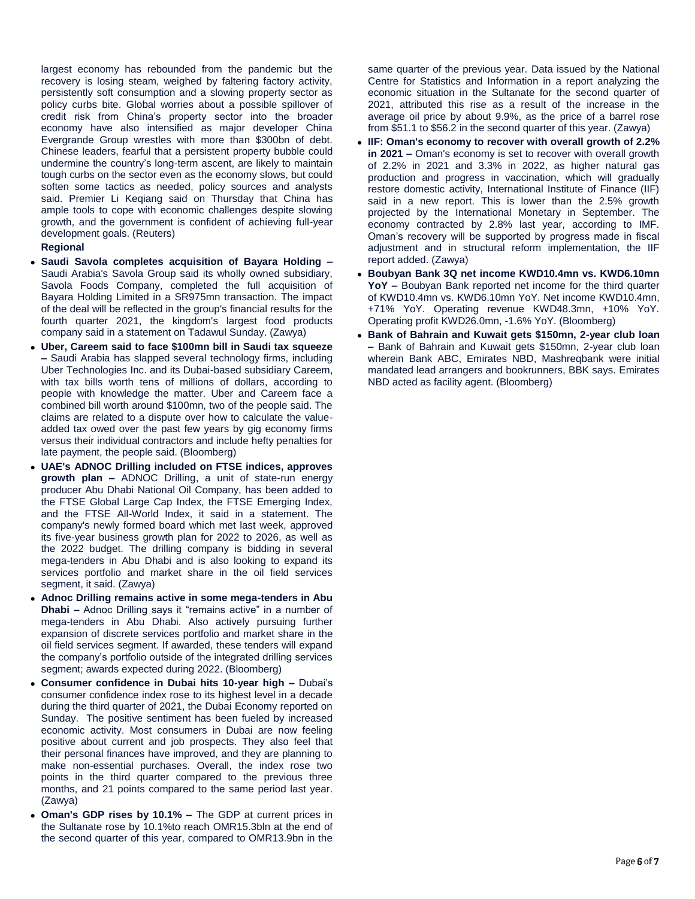largest economy has rebounded from the pandemic but the recovery is losing steam, weighed by faltering factory activity, persistently soft consumption and a slowing property sector as policy curbs bite. Global worries about a possible spillover of credit risk from China's property sector into the broader economy have also intensified as major developer China Evergrande Group wrestles with more than $300bn of debt. Chinese leaders, fearful that a persistent property bubble could undermine the country's long-term ascent, are likely to maintain tough curbs on the sector even as the economy slows, but could soften some tactics as needed, policy sources and analysts said. Premier Li Keqiang said on Thursday that China has ample tools to cope with economic challenges despite slowing growth, and the government is confident of achieving full-year development goals. (Reuters)

**Regional**

- **Saudi Savola completes acquisition of Bayara Holding –** Saudi Arabia's Savola Group said its wholly owned subsidiary, Savola Foods Company, completed the full acquisition of Bayara Holding Limited in a SR975mn transaction. The impact of the deal will be reflected in the group's financial results for the fourth quarter 2021, the kingdom's largest food products company said in a statement on Tadawul Sunday. (Zawya)
- **Uber, Careem said to face $100mn bill in Saudi tax squeeze –** Saudi Arabia has slapped several technology firms, including Uber Technologies Inc. and its Dubai-based subsidiary Careem, with tax bills worth tens of millions of dollars, according to people with knowledge the matter. Uber and Careem face a combined bill worth around $100mn, two of the people said. The claims are related to a dispute over how to calculate the value-added tax owed over the past few years by gig economy firms versus their individual contractors and include hefty penalties for late payment, the people said. (Bloomberg)
- **UAE's ADNOC Drilling included on FTSE indices, approves growth plan –** ADNOC Drilling, a unit of state-run energy producer Abu Dhabi National Oil Company, has been added to the FTSE Global Large Cap Index, the FTSE Emerging Index, and the FTSE All-World Index, it said in a statement. The company's newly formed board which met last week, approved its five-year business growth plan for 2022 to 2026, as well as the 2022 budget. The drilling company is bidding in several mega-tenders in Abu Dhabi and is also looking to expand its services portfolio and market share in the oil field services segment, it said. (Zawya)
- **Adnoc Drilling remains active in some mega-tenders in Abu Dhabi –** Adnoc Drilling says it "remains active" in a number of mega-tenders in Abu Dhabi. Also actively pursuing further expansion of discrete services portfolio and market share in the oil field services segment. If awarded, these tenders will expand the company's portfolio outside of the integrated drilling services segment; awards expected during 2022. (Bloomberg)
- **Consumer confidence in Dubai hits 10-year high –** Dubai's consumer confidence index rose to its highest level in a decade during the third quarter of 2021, the Dubai Economy reported on Sunday. The positive sentiment has been fueled by increased economic activity. Most consumers in Dubai are now feeling positive about current and job prospects. They also feel that their personal finances have improved, and they are planning to make non-essential purchases. Overall, the index rose two points in the third quarter compared to the previous three months, and 21 points compared to the same period last year. (Zawya)
- **Oman's GDP rises by 10.1% –** The GDP at current prices in the Sultanate rose by 10.1%to reach OMR15.3bln at the end of the second quarter of this year, compared to OMR13.9bn in the same quarter of the previous year. Data issued by the National Centre for Statistics and Information in a report analyzing the economic situation in the Sultanate for the second quarter of 2021, attributed this rise as a result of the increase in the average oil price by about 9.9%, as the price of a barrel rose from $51.1 to $56.2 in the second quarter of this year. (Zawya)
- **IIF: Oman's economy to recover with overall growth of 2.2% in 2021 –** Oman's economy is set to recover with overall growth of 2.2% in 2021 and 3.3% in 2022, as higher natural gas production and progress in vaccination, which will gradually restore domestic activity, International Institute of Finance (IIF) said in a new report. This is lower than the 2.5% growth projected by the International Monetary in September. The economy contracted by 2.8% last year, according to IMF. Oman's recovery will be supported by progress made in fiscal adjustment and in structural reform implementation, the IIF report added. (Zawya)
- **Boubyan Bank 3Q net income KWD10.4mn vs. KWD6.10mn YoY –** Boubyan Bank reported net income for the third quarter of KWD10.4mn vs. KWD6.10mn YoY. Net income KWD10.4mn, +71% YoY. Operating revenue KWD48.3mn, +10% YoY. Operating profit KWD26.0mn, -1.6% YoY. (Bloomberg)
- **Bank of Bahrain and Kuwait gets $150mn, 2-year club loan –** Bank of Bahrain and Kuwait gets $150mn, 2-year club loan wherein Bank ABC, Emirates NBD, Mashreqbank were initial mandated lead arrangers and bookrunners, BBK says. Emirates NBD acted as facility agent. (Bloomberg)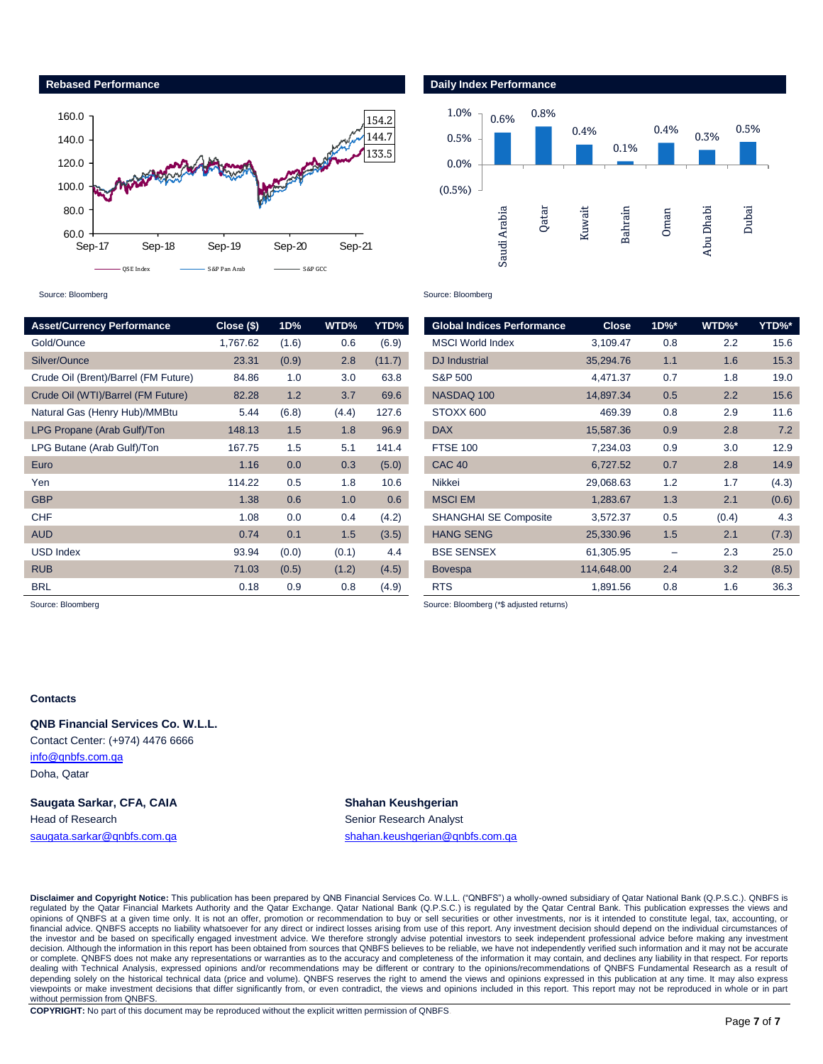**Rebased Performance**

160.0
140.0
120.0
100.0
80.0
60.0
Sep-17
Sep-18
Sep-19
Sep-20
Sep-21
154.2
144.7
133.5
QSE Index
S&P Pan Arab
S&P GCC

Source: Bloomberg

**Daily Index Performance**

1.0%
0.5%
0.0%
(0.5%)
0.6%
0.8%
0.4%
0.1%
0.4%
0.3%
0.5%
Saudi Arabia
Qatar
Kuwait
Bahrain
Oman
Abu Dhabi
Dubai

Source: Bloomberg

| Asset/Currency Performance | Close ($) | 1D% | WTD% | YTD% |
|---|---|---|---|---|
| Gold/Ounce | 1,767.62 | (1.6) | 0.6 | (6.9) |
| Silver/Ounce | 23.31 | (0.9) | 2.8 | (11.7) |
| Crude Oil (Brent)/Barrel (FM Future) | 84.86 | 1.0 | 3.0 | 63.8 |
| Crude Oil (WTI)/Barrel (FM Future) | 82.28 | 1.2 | 3.7 | 69.6 |
| Natural Gas (Henry Hub)/MMBtu | 5.44 | (6.8) | (4.4) | 127.6 |
| LPG Propane (Arab Gulf)/Ton | 148.13 | 1.5 | 1.8 | 96.9 |
| LPG Butane (Arab Gulf)/Ton | 167.75 | 1.5 | 5.1 | 141.4 |
| Euro | 1.16 | 0.0 | 0.3 | (5.0) |
| Yen | 114.22 | 0.5 | 1.8 | 10.6 |
| GBP | 1.38 | 0.6 | 1.0 | 0.6 |
| CHF | 1.08 | 0.0 | 0.4 | (4.2) |
| AUD | 0.74 | 0.1 | 1.5 | (3.5) |
| USD Index | 93.94 | (0.0) | (0.1) | 4.4 |
| RUB | 71.03 | (0.5) | (1.2) | (4.5) |
| BRL | 0.18 | 0.9 | 0.8 | (4.9) |

Source: Bloomberg

| Global Indices Performance | Close | 1D%* | WTD%* | YTD%* |
|---|---|---|---|---|
| MSCI World Index | 3,109.47 | 0.8 | 2.2 | 15.6 |
| DJ Industrial | 35,294.76 | 1.1 | 1.6 | 15.3 |
| S&P 500 | 4,471.37 | 0.7 | 1.8 | 19.0 |
| NASDAQ 100 | 14,897.34 | 0.5 | 2.2 | 15.6 |
| STOXX 600 | 469.39 | 0.8 | 2.9 | 11.6 |
| DAX | 15,587.36 | 0.9 | 2.8 | 7.2 |
| FTSE 100 | 7,234.03 | 0.9 | 3.0 | 12.9 |
| CAC 40 | 6,727.52 | 0.7 | 2.8 | 14.9 |
| Nikkei | 29,068.63 | 1.2 | 1.7 | (4.3) |
| MSCI EM | 1,283.67 | 1.3 | 2.1 | (0.6) |
| SHANGHAI SE Composite | 3,572.37 | 0.5 | (0.4) | 4.3 |
| HANG SENG | 25,330.96 | 1.5 | 2.1 | (7.3) |
| BSE SENSEX | 61,305.95 | – | 2.3 | 25.0 |
| Bovespa | 114,648.00 | 2.4 | 3.2 | (8.5) |
| RTS | 1,891.56 | 0.8 | 1.6 | 36.3 |

Source: Bloomberg (*$ adjusted returns)

**Contacts**

**QNB Financial Services Co. W.L.L.**
Contact Center: (+974) 4476 6666
info@qnbfs.com.qa
Doha, Qatar

**Saugata Sarkar, CFA, CAIA**
Head of Research
saugata.sarkar@qnbfs.com.qa

**Shahan Keushgerian**
Senior Research Analyst
shahan.keushgerian@qnbfs.com.qa

**Disclaimer and Copyright Notice:** This publication has been prepared by QNB Financial Services Co. W.L.L. ("QNBFS") a wholly-owned subsidiary of Qatar National Bank (Q.P.S.C.). QNBFS is regulated by the Qatar Financial Markets Authority and the Qatar Exchange. Qatar National Bank (Q.P.S.C.) is regulated by the Qatar Central Bank. This publication expresses the views and opinions of QNBFS at a given time only. It is not an offer, promotion or recommendation to buy or sell securities or other investments, nor is it intended to constitute legal, tax, accounting, or financial advice. QNBFS accepts no liability whatsoever for any direct or indirect losses arising from use of this report. Any investment decision should depend on the individual circumstances of the investor and be based on specifically engaged investment advice. We therefore strongly advise potential investors to seek independent professional advice before making any investment decision. Although the information in this report has been obtained from sources that QNBFS believes to be reliable, we have not independently verified such information and it may not be accurate or complete. QNBFS does not make any representations or warranties as to the accuracy and completeness of the information it may contain, and declines any liability in that respect. For reports dealing with Technical Analysis, expressed opinions and/or recommendations may be different or contrary to the opinions/recommendations of QNBFS Fundamental Research as a result of depending solely on the historical technical data (price and volume). QNBFS reserves the right to amend the views and opinions expressed in this publication at any time. It may also express viewpoints or make investment decisions that differ significantly from, or even contradict, the views and opinions included in this report. This report may not be reproduced in whole or in part without permission from QNBFS.

**COPYRIGHT:** No part of this document may be reproduced without the explicit written permission of QNBFS